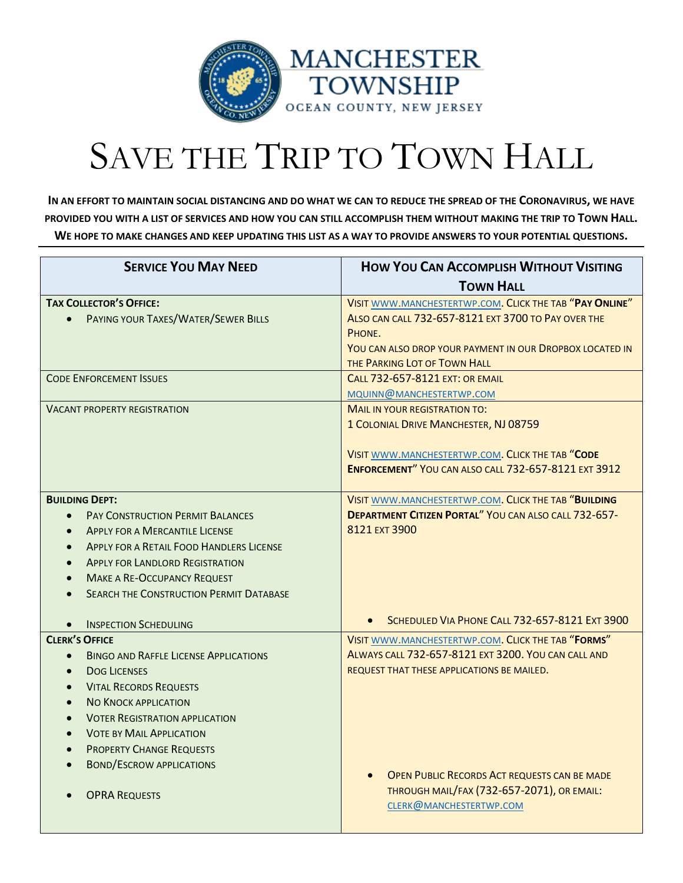# MANCHESTER TOWNSHIP

OCEAN COUNTY, NEW JERSEY

# SAVE THE TRIP TO TOWN HALL

**IN AN EFFORT TO MAINTAIN SOCIAL DISTANCING AND DO WHAT WE CAN TO REDUCE THE SPREAD OF THE CORONAVIRUS, WE HAVE PROVIDED YOU WITH A LIST OF SERVICES AND HOW YOU CAN STILL ACCOMPLISH THEM WITHOUT MAKING THE TRIP TO TOWN HALL. WE HOPE TO MAKE CHANGES AND KEEP UPDATING THIS LIST AS A WAY TO PROVIDE ANSWERS TO YOUR POTENTIAL QUESTIONS.**

| SERVICE YOU MAY NEED | HOW YOU CAN ACCOMPLISH WITHOUT VISITING TOWN HALL |
|---|---|
| **TAX COLLECTOR'S OFFICE:**<br>• PAYING YOUR TAXES/WATER/SEWER BILLS | VISIT WWW.MANCHESTERTWP.COM. CLICK THE TAB "**PAY ONLINE**" ALSO CAN CALL 732-657-8121 EXT 3700 TO PAY OVER THE PHONE.<br>YOU CAN ALSO DROP YOUR PAYMENT IN OUR DROPBOX LOCATED IN THE PARKING LOT OF TOWN HALL |
| CODE ENFORCEMENT ISSUES | CALL 732-657-8121 EXT: OR EMAIL MQUINN@MANCHESTERTWP.COM |
| VACANT PROPERTY REGISTRATION | MAIL IN YOUR REGISTRATION TO:<br>1 COLONIAL DRIVE MANCHESTER, NJ 08759<br><br>VISIT WWW.MANCHESTERTWP.COM. CLICK THE TAB "**CODE ENFORCEMENT**" YOU CAN ALSO CALL 732-657-8121 EXT 3912 |
| **BUILDING DEPT:**<br>• PAY CONSTRUCTION PERMIT BALANCES<br>• APPLY FOR A MERCANTILE LICENSE<br>• APPLY FOR A RETAIL FOOD HANDLERS LICENSE<br>• APPLY FOR LANDLORD REGISTRATION<br>• MAKE A RE-OCCUPANCY REQUEST<br>• SEARCH THE CONSTRUCTION PERMIT DATABASE<br><br>• INSPECTION SCHEDULING | VISIT WWW.MANCHESTERTWP.COM. CLICK THE TAB "**BUILDING DEPARTMENT CITIZEN PORTAL**" YOU CAN ALSO CALL 732-657-8121 EXT 3900<br><br>• SCHEDULED VIA PHONE CALL 732-657-8121 EXT 3900 |
| **CLERK'S OFFICE**<br>• BINGO AND RAFFLE LICENSE APPLICATIONS<br>• DOG LICENSES<br>• VITAL RECORDS REQUESTS<br>• NO KNOCK APPLICATION<br>• VOTER REGISTRATION APPLICATION<br>• VOTE BY MAIL APPLICATION<br>• PROPERTY CHANGE REQUESTS<br>• BOND/ESCROW APPLICATIONS<br><br>• OPRA REQUESTS | VISIT WWW.MANCHESTERTWP.COM. CLICK THE TAB "**FORMS**" ALWAYS CALL 732-657-8121 EXT 3200. YOU CAN CALL AND REQUEST THAT THESE APPLICATIONS BE MAILED.<br><br>• OPEN PUBLIC RECORDS ACT REQUESTS CAN BE MADE THROUGH MAIL/FAX (732-657-2071), OR EMAIL: CLERK@MANCHESTERTWP.COM |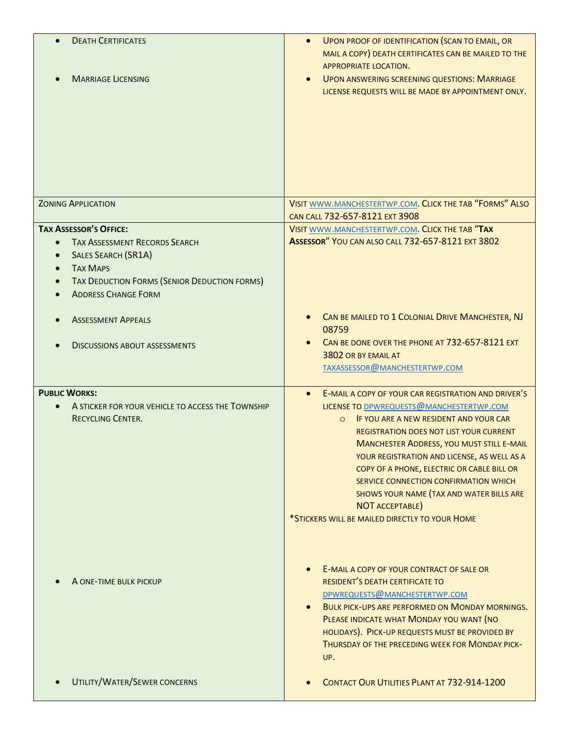| | |
|---|---|
| • Death Certificates<br><br>• Marriage Licensing | • Upon proof of identification (scan to email, or mail a copy) death certificates can be mailed to the appropriate location.<br>• Upon answering screening questions: Marriage license requests will be made by appointment only. |
| Zoning Application | Visit www.manchestertwp.com. Click the tab "Forms" Also can call 732-657-8121 ext 3908 |
| **Tax Assessor's Office:**<br>• Tax Assessment Records Search<br>• Sales Search (SR1A)<br>• Tax Maps<br>• Tax Deduction Forms (Senior Deduction forms)<br>• Address Change Form<br><br>• Assessment Appeals<br><br>• Discussions about assessments | Visit www.manchestertwp.com. Click the tab "**Tax Assessor**" You can also call 732-657-8121 ext 3802<br><br>• Can be mailed to 1 Colonial Drive Manchester, NJ 08759<br>• Can be done over the phone at 732-657-8121 ext 3802 or by email at taxassessor@manchestertwp.com |
| **Public Works:**<br>• A sticker for your vehicle to access the Township Recycling Center.<br><br>• A one-time bulk pickup<br><br>• Utility/Water/Sewer concerns | • E-mail a copy of your car registration and driver's license to dpwrequests@manchestertwp.com<br>  ○ If you are a new resident and your car registration does not list your current Manchester Address, you must still e-mail your registration and license, as well as a copy of a phone, electric or cable bill or service connection confirmation which shows your name (tax and water bills are NOT acceptable)<br>*Stickers will be mailed directly to your Home<br><br>• E-mail a copy of your contract of sale or resident's death certificate to dpwrequests@manchestertwp.com<br>• Bulk pick-ups are performed on Monday mornings. Please indicate what Monday you want (no holidays). Pick-up requests must be provided by Thursday of the preceding week for Monday pick-up.<br><br>• Contact Our Utilities Plant at 732-914-1200 |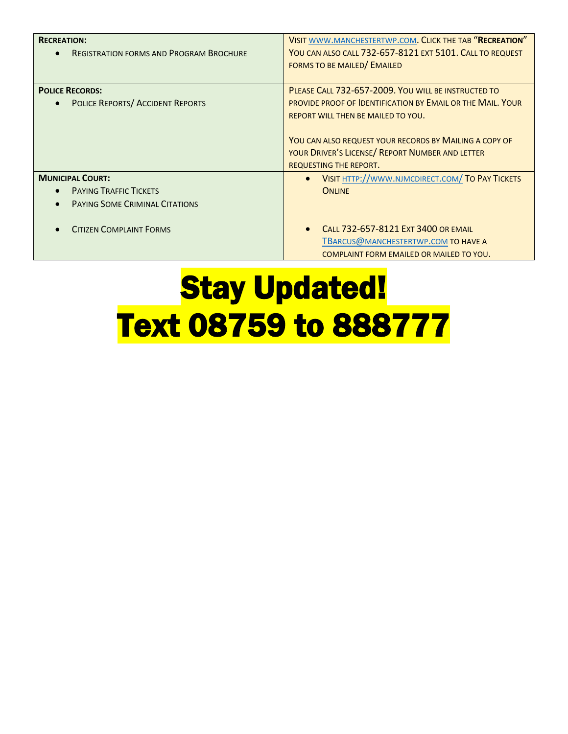| | |
|---|---|
| **Recreation:**<br>• Registration forms and Program Brochure | Visit www.manchestertwp.com. Click the tab "**Recreation**" You can also call 732-657-8121 ext 5101. Call to request forms to be mailed/ Emailed |
| **Police Records:**<br>• Police Reports/ Accident Reports | Please Call 732-657-2009. You will be instructed to provide proof of Identification by Email or the Mail. Your report will then be mailed to you.<br><br>You can also request your records by Mailing a copy of your Driver's License/ Report Number and letter requesting the report. |
| **Municipal Court:**<br>• Paying Traffic Tickets<br>• Paying Some Criminal Citations<br><br>• Citizen Complaint Forms | • Visit http://www.njmcdirect.com/ To Pay Tickets Online<br><br>• Call 732-657-8121 Ext 3400 or email TBarcus@manchestertwp.com to have a complaint form emailed or mailed to you. |

# Stay Updated!
# Text 08759 to 888777